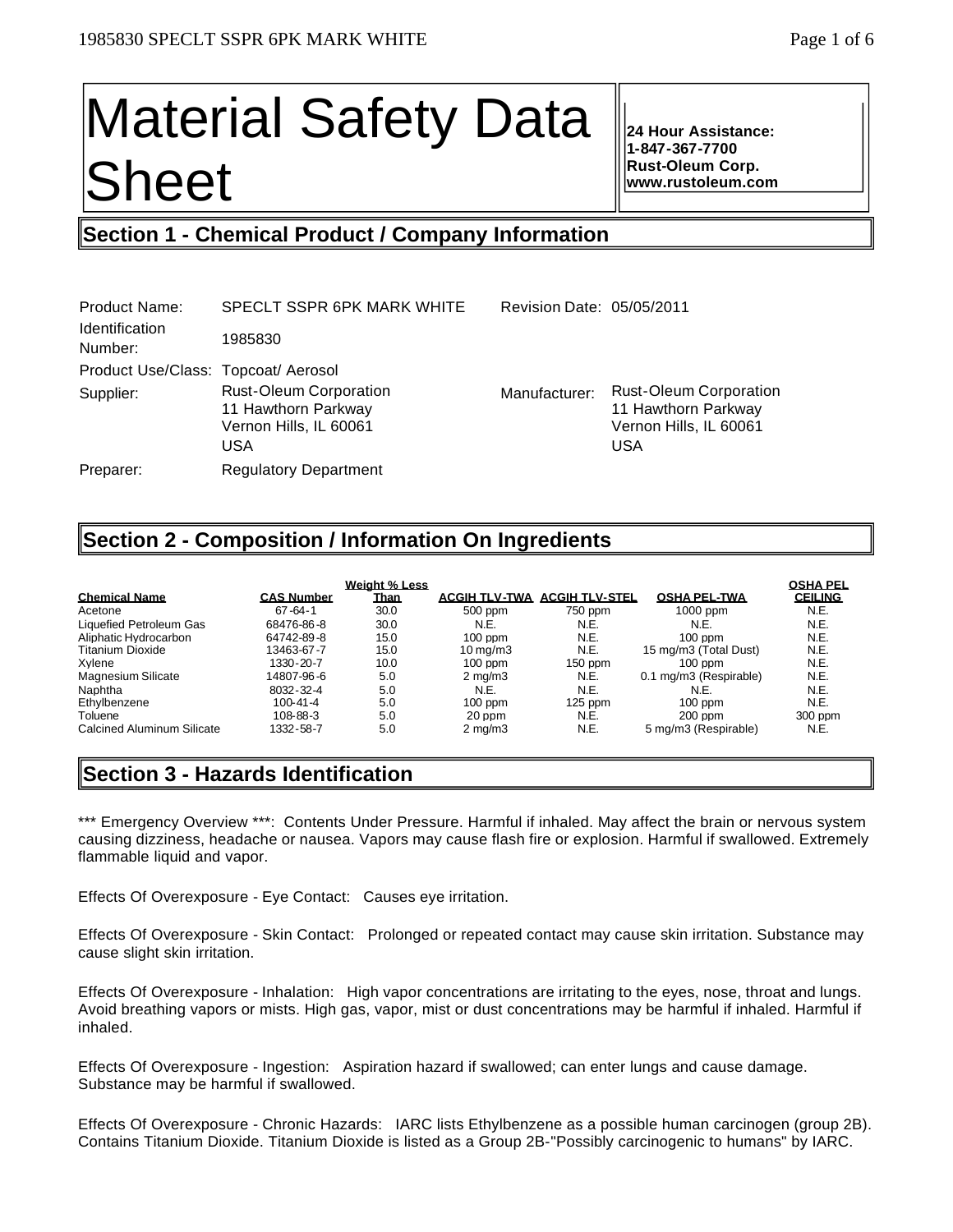# Material Safety Data Sheet

**24 Hour Assistance:**
**1-847-367-7700**
**Rust-Oleum Corp.**
**www.rustoleum.com**

## Section 1 - Chemical Product / Company Information

| | | | |
|---|---|---|---|
| Product Name: | SPECLT SSPR 6PK MARK WHITE | Revision Date: | 05/05/2011 |
| Identification Number: | 1985830 | | |
| Product Use/Class: | Topcoat/ Aerosol | | |
| Supplier: | Rust-Oleum Corporation<br>11 Hawthorn Parkway<br>Vernon Hills, IL 60061<br>USA | Manufacturer: | Rust-Oleum Corporation<br>11 Hawthorn Parkway<br>Vernon Hills, IL 60061<br>USA |
| Preparer: | Regulatory Department | | |

## Section 2 - Composition / Information On Ingredients

| Chemical Name | CAS Number | Weight % Less Than | ACGIH TLV-TWA | ACGIH TLV-STEL | OSHA PEL-TWA | OSHA PEL CEILING |
|---|---|---|---|---|---|---|
| Acetone | 67-64-1 | 30.0 | 500 ppm | 750 ppm | 1000 ppm | N.E. |
| Liquefied Petroleum Gas | 68476-86-8 | 30.0 | N.E. | N.E. | N.E. | N.E. |
| Aliphatic Hydrocarbon | 64742-89-8 | 15.0 | 100 ppm | N.E. | 100 ppm | N.E. |
| Titanium Dioxide | 13463-67-7 | 15.0 | 10 mg/m3 | N.E. | 15 mg/m3 (Total Dust) | N.E. |
| Xylene | 1330-20-7 | 10.0 | 100 ppm | 150 ppm | 100 ppm | N.E. |
| Magnesium Silicate | 14807-96-6 | 5.0 | 2 mg/m3 | N.E. | 0.1 mg/m3 (Respirable) | N.E. |
| Naphtha | 8032-32-4 | 5.0 | N.E. | N.E. | N.E. | N.E. |
| Ethylbenzene | 100-41-4 | 5.0 | 100 ppm | 125 ppm | 100 ppm | N.E. |
| Toluene | 108-88-3 | 5.0 | 20 ppm | N.E. | 200 ppm | 300 ppm |
| Calcined Aluminum Silicate | 1332-58-7 | 5.0 | 2 mg/m3 | N.E. | 5 mg/m3 (Respirable) | N.E. |

## Section 3 - Hazards Identification

*** Emergency Overview ***: Contents Under Pressure. Harmful if inhaled. May affect the brain or nervous system causing dizziness, headache or nausea. Vapors may cause flash fire or explosion. Harmful if swallowed. Extremely flammable liquid and vapor.

Effects Of Overexposure - Eye Contact: Causes eye irritation.

Effects Of Overexposure - Skin Contact: Prolonged or repeated contact may cause skin irritation. Substance may cause slight skin irritation.

Effects Of Overexposure - Inhalation: High vapor concentrations are irritating to the eyes, nose, throat and lungs. Avoid breathing vapors or mists. High gas, vapor, mist or dust concentrations may be harmful if inhaled. Harmful if inhaled.

Effects Of Overexposure - Ingestion: Aspiration hazard if swallowed; can enter lungs and cause damage. Substance may be harmful if swallowed.

Effects Of Overexposure - Chronic Hazards: IARC lists Ethylbenzene as a possible human carcinogen (group 2B). Contains Titanium Dioxide. Titanium Dioxide is listed as a Group 2B-"Possibly carcinogenic to humans" by IARC.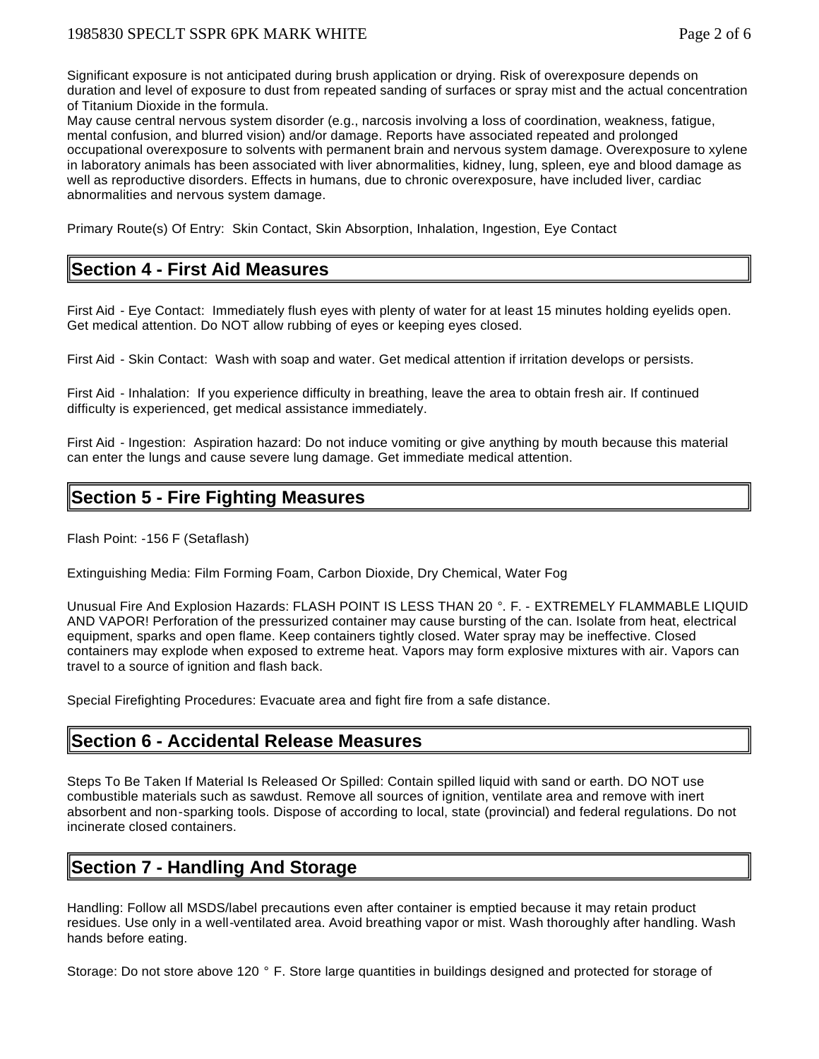Significant exposure is not anticipated during brush application or drying. Risk of overexposure depends on duration and level of exposure to dust from repeated sanding of surfaces or spray mist and the actual concentration of Titanium Dioxide in the formula.
May cause central nervous system disorder (e.g., narcosis involving a loss of coordination, weakness, fatigue, mental confusion, and blurred vision) and/or damage. Reports have associated repeated and prolonged occupational overexposure to solvents with permanent brain and nervous system damage. Overexposure to xylene in laboratory animals has been associated with liver abnormalities, kidney, lung, spleen, eye and blood damage as well as reproductive disorders. Effects in humans, due to chronic overexposure, have included liver, cardiac abnormalities and nervous system damage.

Primary Route(s) Of Entry: Skin Contact, Skin Absorption, Inhalation, Ingestion, Eye Contact

## Section 4 - First Aid Measures

First Aid - Eye Contact: Immediately flush eyes with plenty of water for at least 15 minutes holding eyelids open. Get medical attention. Do NOT allow rubbing of eyes or keeping eyes closed.

First Aid - Skin Contact: Wash with soap and water. Get medical attention if irritation develops or persists.

First Aid - Inhalation: If you experience difficulty in breathing, leave the area to obtain fresh air. If continued difficulty is experienced, get medical assistance immediately.

First Aid - Ingestion: Aspiration hazard: Do not induce vomiting or give anything by mouth because this material can enter the lungs and cause severe lung damage. Get immediate medical attention.

## Section 5 - Fire Fighting Measures

Flash Point: -156 F (Setaflash)

Extinguishing Media: Film Forming Foam, Carbon Dioxide, Dry Chemical, Water Fog

Unusual Fire And Explosion Hazards: FLASH POINT IS LESS THAN 20 °. F. - EXTREMELY FLAMMABLE LIQUID AND VAPOR! Perforation of the pressurized container may cause bursting of the can. Isolate from heat, electrical equipment, sparks and open flame. Keep containers tightly closed. Water spray may be ineffective. Closed containers may explode when exposed to extreme heat. Vapors may form explosive mixtures with air. Vapors can travel to a source of ignition and flash back.

Special Firefighting Procedures: Evacuate area and fight fire from a safe distance.

## Section 6 - Accidental Release Measures

Steps To Be Taken If Material Is Released Or Spilled: Contain spilled liquid with sand or earth. DO NOT use combustible materials such as sawdust. Remove all sources of ignition, ventilate area and remove with inert absorbent and non-sparking tools. Dispose of according to local, state (provincial) and federal regulations. Do not incinerate closed containers.

## Section 7 - Handling And Storage

Handling: Follow all MSDS/label precautions even after container is emptied because it may retain product residues. Use only in a well-ventilated area. Avoid breathing vapor or mist. Wash thoroughly after handling. Wash hands before eating.

Storage: Do not store above 120 ° F. Store large quantities in buildings designed and protected for storage of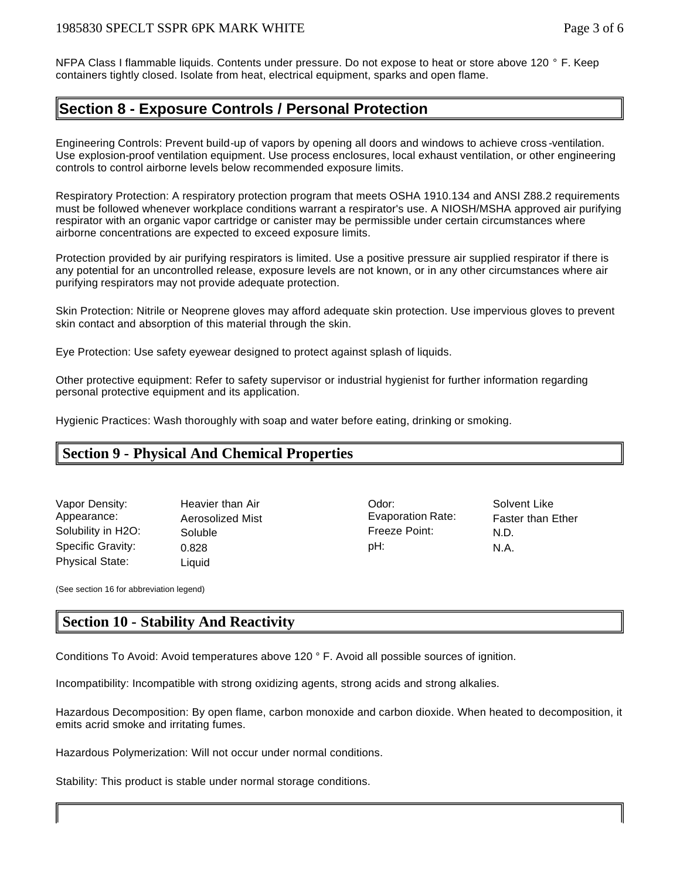NFPA Class I flammable liquids. Contents under pressure. Do not expose to heat or store above 120 ° F. Keep containers tightly closed. Isolate from heat, electrical equipment, sparks and open flame.

## Section 8 - Exposure Controls / Personal Protection

Engineering Controls: Prevent build-up of vapors by opening all doors and windows to achieve cross-ventilation. Use explosion-proof ventilation equipment. Use process enclosures, local exhaust ventilation, or other engineering controls to control airborne levels below recommended exposure limits.

Respiratory Protection: A respiratory protection program that meets OSHA 1910.134 and ANSI Z88.2 requirements must be followed whenever workplace conditions warrant a respirator's use. A NIOSH/MSHA approved air purifying respirator with an organic vapor cartridge or canister may be permissible under certain circumstances where airborne concentrations are expected to exceed exposure limits.

Protection provided by air purifying respirators is limited. Use a positive pressure air supplied respirator if there is any potential for an uncontrolled release, exposure levels are not known, or in any other circumstances where air purifying respirators may not provide adequate protection.

Skin Protection: Nitrile or Neoprene gloves may afford adequate skin protection. Use impervious gloves to prevent skin contact and absorption of this material through the skin.

Eye Protection: Use safety eyewear designed to protect against splash of liquids.

Other protective equipment: Refer to safety supervisor or industrial hygienist for further information regarding personal protective equipment and its application.

Hygienic Practices: Wash thoroughly with soap and water before eating, drinking or smoking.

## Section 9 - Physical And Chemical Properties

| | | | |
|---|---|---|---|
| Vapor Density: | Heavier than Air | Odor: | Solvent Like |
| Appearance: | Aerosolized Mist | Evaporation Rate: | Faster than Ether |
| Solubility in H2O: | Soluble | Freeze Point: | N.D. |
| Specific Gravity: | 0.828 | pH: | N.A. |
| Physical State: | Liquid | | |

(See section 16 for abbreviation legend)

## Section 10 - Stability And Reactivity

Conditions To Avoid: Avoid temperatures above 120 ° F. Avoid all possible sources of ignition.

Incompatibility: Incompatible with strong oxidizing agents, strong acids and strong alkalies.

Hazardous Decomposition: By open flame, carbon monoxide and carbon dioxide. When heated to decomposition, it emits acrid smoke and irritating fumes.

Hazardous Polymerization: Will not occur under normal conditions.

Stability: This product is stable under normal storage conditions.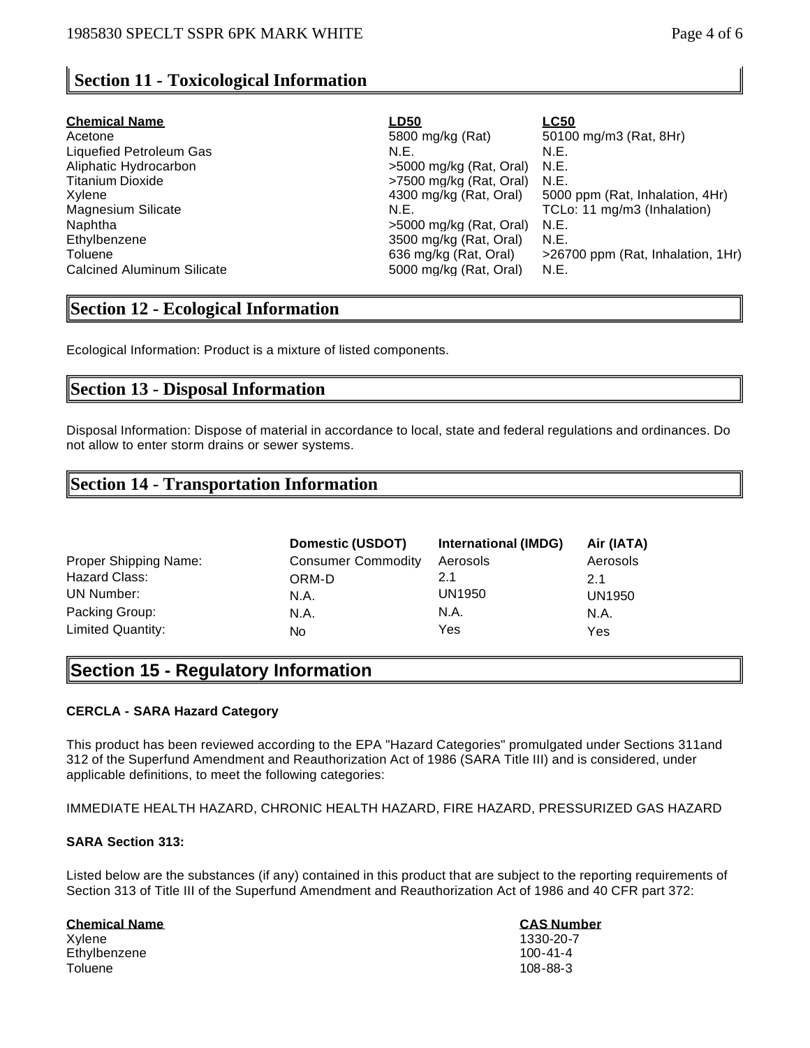## Section 11 - Toxicological Information

| Chemical Name | LD50 | LC50 |
|---|---|---|
| Acetone | 5800 mg/kg (Rat) | 50100 mg/m3 (Rat, 8Hr) |
| Liquefied Petroleum Gas | N.E. | N.E. |
| Aliphatic Hydrocarbon | >5000 mg/kg (Rat, Oral) | N.E. |
| Titanium Dioxide | >7500 mg/kg (Rat, Oral) | N.E. |
| Xylene | 4300 mg/kg (Rat, Oral) | 5000 ppm (Rat, Inhalation, 4Hr) |
| Magnesium Silicate | N.E. | TCLo: 11 mg/m3 (Inhalation) |
| Naphtha | >5000 mg/kg (Rat, Oral) | N.E. |
| Ethylbenzene | 3500 mg/kg (Rat, Oral) | N.E. |
| Toluene | 636 mg/kg (Rat, Oral) | >26700 ppm (Rat, Inhalation, 1Hr) |
| Calcined Aluminum Silicate | 5000 mg/kg (Rat, Oral) | N.E. |

## Section 12 - Ecological Information

Ecological Information: Product is a mixture of listed components.

## Section 13 - Disposal Information

Disposal Information: Dispose of material in accordance to local, state and federal regulations and ordinances. Do not allow to enter storm drains or sewer systems.

## Section 14 - Transportation Information

| | Domestic (USDOT) | International (IMDG) | Air (IATA) |
|---|---|---|---|
| Proper Shipping Name: | Consumer Commodity | Aerosols | Aerosols |
| Hazard Class: | ORM-D | 2.1 | 2.1 |
| UN Number: | N.A. | UN1950 | UN1950 |
| Packing Group: | N.A. | N.A. | N.A. |
| Limited Quantity: | No | Yes | Yes |

## Section 15 - Regulatory Information

**CERCLA - SARA Hazard Category**

This product has been reviewed according to the EPA "Hazard Categories" promulgated under Sections 311and 312 of the Superfund Amendment and Reauthorization Act of 1986 (SARA Title III) and is considered, under applicable definitions, to meet the following categories:

IMMEDIATE HEALTH HAZARD, CHRONIC HEALTH HAZARD, FIRE HAZARD, PRESSURIZED GAS HAZARD

**SARA Section 313:**

Listed below are the substances (if any) contained in this product that are subject to the reporting requirements of Section 313 of Title III of the Superfund Amendment and Reauthorization Act of 1986 and 40 CFR part 372:

| Chemical Name | CAS Number |
|---|---|
| Xylene | 1330-20-7 |
| Ethylbenzene | 100-41-4 |
| Toluene | 108-88-3 |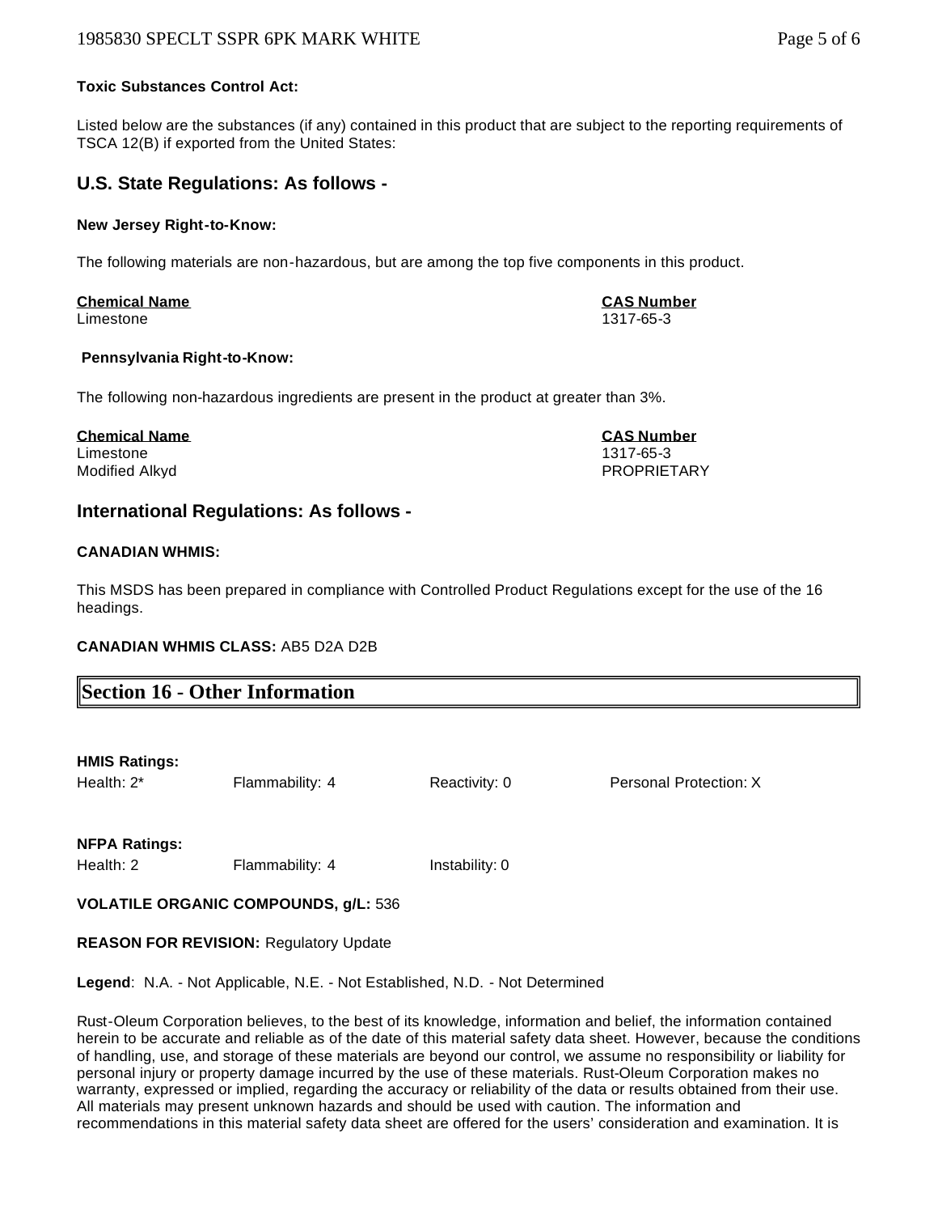**Toxic Substances Control Act:**

Listed below are the substances (if any) contained in this product that are subject to the reporting requirements of TSCA 12(B) if exported from the United States:

## U.S. State Regulations: As follows -

**New Jersey Right-to-Know:**

The following materials are non-hazardous, but are among the top five components in this product.

| Chemical Name | CAS Number |
| --- | --- |
| Limestone | 1317-65-3 |

**Pennsylvania Right-to-Know:**

The following non-hazardous ingredients are present in the product at greater than 3%.

| Chemical Name | CAS Number |
| --- | --- |
| Limestone | 1317-65-3 |
| Modified Alkyd | PROPRIETARY |

## International Regulations: As follows -

**CANADIAN WHMIS:**

This MSDS has been prepared in compliance with Controlled Product Regulations except for the use of the 16 headings.

**CANADIAN WHMIS CLASS:** AB5 D2A D2B

## Section 16 - Other Information

**HMIS Ratings:**

| Health: 2* | Flammability: 4 | Reactivity: 0 | Personal Protection: X |
| --- | --- | --- | --- |

**NFPA Ratings:**

| Health: 2 | Flammability: 4 | Instability: 0 |
| --- | --- | --- |

**VOLATILE ORGANIC COMPOUNDS, g/L:** 536

**REASON FOR REVISION:** Regulatory Update

**Legend**: N.A. - Not Applicable, N.E. - Not Established, N.D. - Not Determined

Rust-Oleum Corporation believes, to the best of its knowledge, information and belief, the information contained herein to be accurate and reliable as of the date of this material safety data sheet. However, because the conditions of handling, use, and storage of these materials are beyond our control, we assume no responsibility or liability for personal injury or property damage incurred by the use of these materials. Rust-Oleum Corporation makes no warranty, expressed or implied, regarding the accuracy or reliability of the data or results obtained from their use. All materials may present unknown hazards and should be used with caution. The information and recommendations in this material safety data sheet are offered for the users' consideration and examination. It is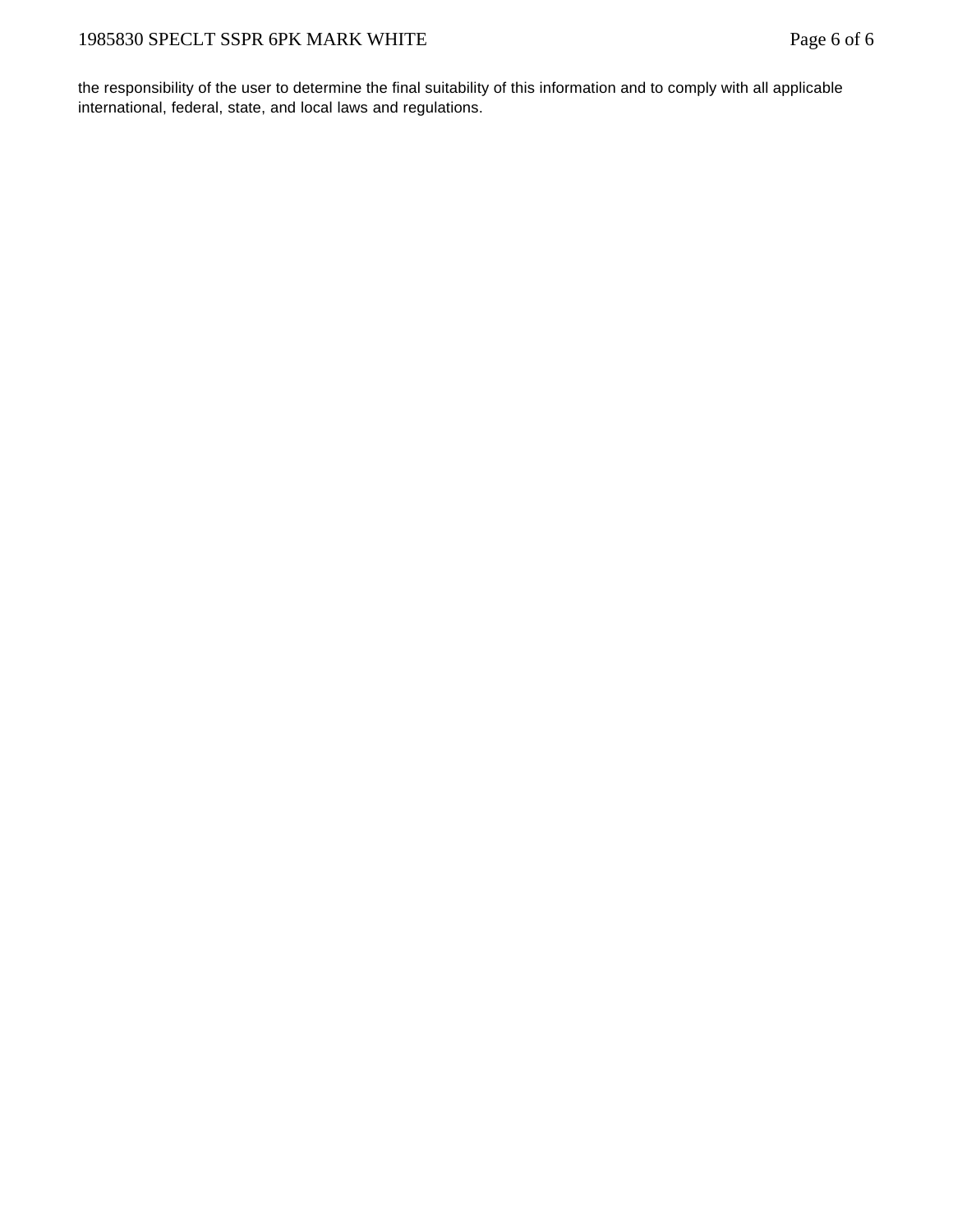the responsibility of the user to determine the final suitability of this information and to comply with all applicable international, federal, state, and local laws and regulations.